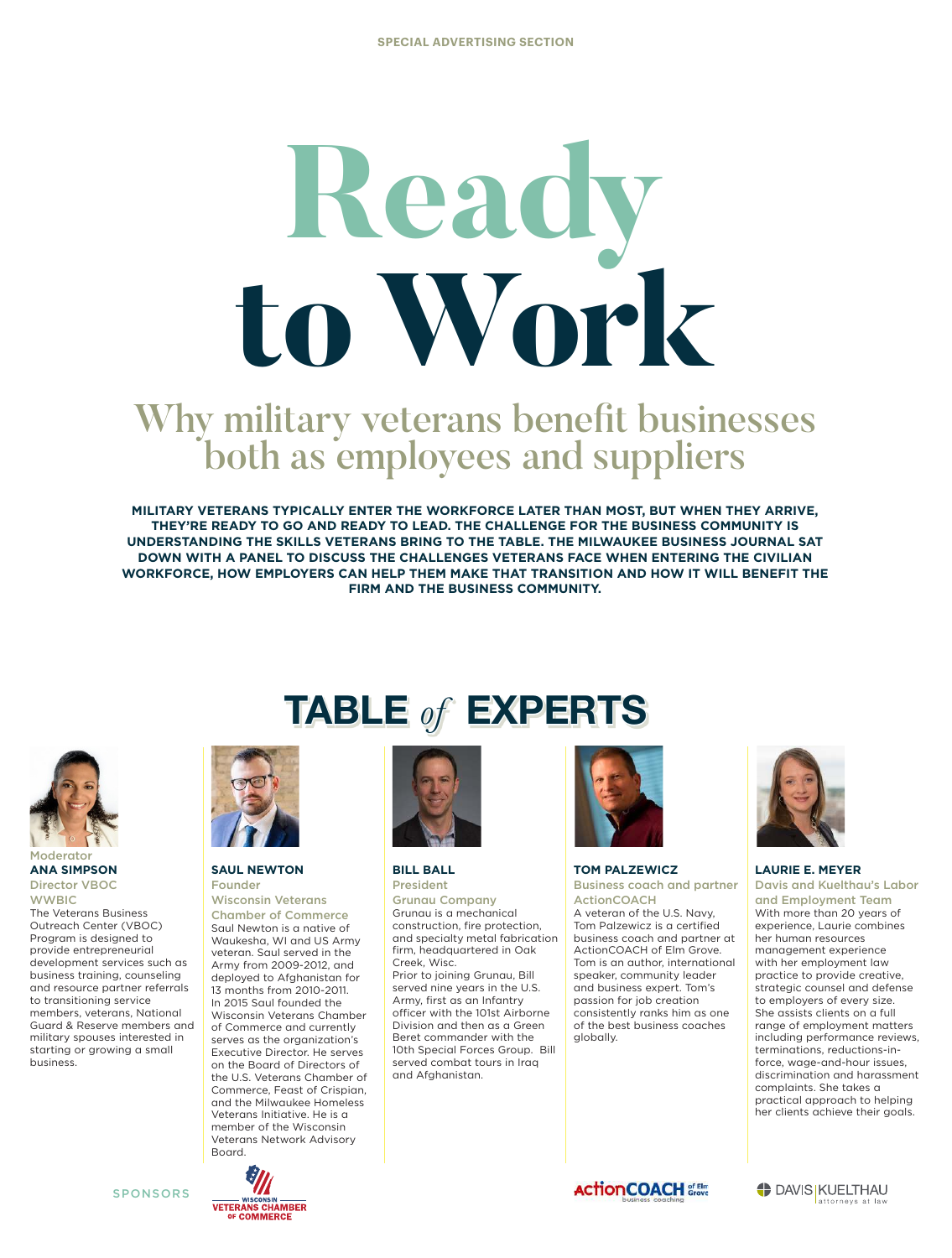SPECIAL ADVERTISING SECTION

# Ready to Work

## Why military veterans benefit businesses both as employees and suppliers

**MILITARY VETERANS TYPICALLY ENTER THE WORKFORCE LATER THAN MOST, BUT WHEN THEY ARRIVE, THEY'RE READY TO GO AND READY TO LEAD. THE CHALLENGE FOR THE BUSINESS COMMUNITY IS UNDERSTANDING THE SKILLS VETERANS BRING TO THE TABLE. THE MILWAUKEE BUSINESS JOURNAL SAT DOWN WITH A PANEL TO DISCUSS THE CHALLENGES VETERANS FACE WHEN ENTERING THE CIVILIAN WORKFORCE, HOW EMPLOYERS CAN HELP THEM MAKE THAT TRANSITION AND HOW IT WILL BENEFIT THE FIRM AND THE BUSINESS COMMUNITY.**

## TABLE *of* EXPERTS

Moderator
**ANA SIMPSON**
Director VBOC
WWBIC

The Veterans Business Outreach Center (VBOC) Program is designed to provide entrepreneurial development services such as business training, counseling and resource partner referrals to transitioning service members, veterans, National Guard & Reserve members and military spouses interested in starting or growing a small business.

**SAUL NEWTON**
Founder
Wisconsin Veterans Chamber of Commerce

Saul Newton is a native of Waukesha, WI and US Army veteran. Saul served in the Army from 2009-2012, and deployed to Afghanistan for 13 months from 2010-2011. In 2015 Saul founded the Wisconsin Veterans Chamber of Commerce and currently serves as the organization's Executive Director. He serves on the Board of Directors of the U.S. Veterans Chamber of Commerce, Feast of Crispian, and the Milwaukee Homeless Veterans Initiative. He is a member of the Wisconsin Veterans Network Advisory Board.

**BILL BALL**
President
Grunau Company

Grunau is a mechanical construction, fire protection, and specialty metal fabrication firm, headquartered in Oak Creek, Wisc.
Prior to joining Grunau, Bill served nine years in the U.S. Army, first as an Infantry officer with the 101st Airborne Division and then as a Green Beret commander with the 10th Special Forces Group. Bill served combat tours in Iraq and Afghanistan.

**TOM PALZEWICZ**
Business coach and partner
ActionCOACH

A veteran of the U.S. Navy, Tom Palzewicz is a certified business coach and partner at ActionCOACH of Elm Grove. Tom is an author, international speaker, community leader and business expert. Tom's passion for job creation consistently ranks him as one of the best business coaches globally.

**LAURIE E. MEYER**
Davis and Kuelthau's Labor and Employment Team

With more than 20 years of experience, Laurie combines her human resources management experience with her employment law practice to provide creative, strategic counsel and defense to employers of every size. She assists clients on a full range of employment matters including performance reviews, terminations, reductions-in-force, wage-and-hour issues, discrimination and harassment complaints. She takes a practical approach to helping her clients achieve their goals.

SPONSORS

WISCONSIN VETERANS CHAMBER OF COMMERCE

ActionCOACH of Elm Grove business coaching

DAVIS | KUELTHAU attorneys at law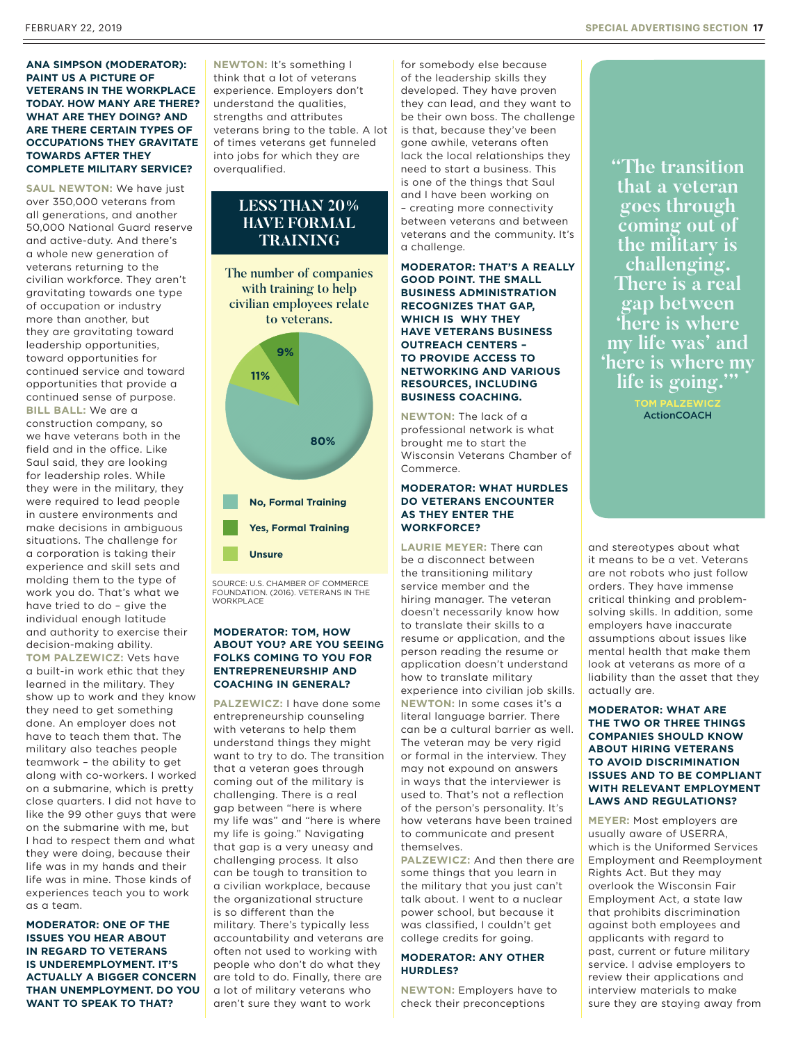**ANA SIMPSON (MODERATOR): PAINT US A PICTURE OF VETERANS IN THE WORKPLACE TODAY. HOW MANY ARE THERE? WHAT ARE THEY DOING? AND ARE THERE CERTAIN TYPES OF OCCUPATIONS THEY GRAVITATE TOWARDS AFTER THEY COMPLETE MILITARY SERVICE?**

**SAUL NEWTON:** We have just over 350,000 veterans from all generations, and another 50,000 National Guard reserve and active-duty. And there's a whole new generation of veterans returning to the civilian workforce. They aren't gravitating towards one type of occupation or industry more than another, but they are gravitating toward leadership opportunities, toward opportunities for continued service and toward opportunities that provide a continued sense of purpose.

**BILL BALL:** We are a construction company, so we have veterans both in the field and in the office. Like Saul said, they are looking for leadership roles. While they were in the military, they were required to lead people in austere environments and make decisions in ambiguous situations. The challenge for a corporation is taking their experience and skill sets and molding them to the type of work you do. That's what we have tried to do – give the individual enough latitude and authority to exercise their decision-making ability.

**TOM PALZEWICZ:** Vets have a built-in work ethic that they learned in the military. They show up to work and they know they need to get something done. An employer does not have to teach them that. The military also teaches people teamwork – the ability to get along with co-workers. I worked on a submarine, which is pretty close quarters. I did not have to like the 99 other guys that were on the submarine with me, but I had to respect them and what they were doing, because their life was in my hands and their life was in mine. Those kinds of experiences teach you to work as a team.

**MODERATOR: ONE OF THE ISSUES YOU HEAR ABOUT IN REGARD TO VETERANS IS UNDEREMPLOYMENT. IT'S ACTUALLY A BIGGER CONCERN THAN UNEMPLOYMENT. DO YOU WANT TO SPEAK TO THAT?**

**NEWTON:** It's something I think that a lot of veterans experience. Employers don't understand the qualities, strengths and attributes veterans bring to the table. A lot of times veterans get funneled into jobs for which they are overqualified.

## LESS THAN 20% HAVE FORMAL TRAINING

The number of companies with training to help civilian employees relate to veterans.

| Response | Share |
|---|---|
| No, Formal Training | 80% |
| Yes, Formal Training | 9% |
| Unsure | 11% |

SOURCE: U.S. CHAMBER OF COMMERCE FOUNDATION. (2016). VETERANS IN THE WORKPLACE

**MODERATOR: TOM, HOW ABOUT YOU? ARE YOU SEEING FOLKS COMING TO YOU FOR ENTREPRENEURSHIP AND COACHING IN GENERAL?**

**PALZEWICZ:** I have done some entrepreneurship counseling with veterans to help them understand things they might want to try to do. The transition that a veteran goes through coming out of the military is challenging. There is a real gap between "here is where my life was" and "here is where my life is going." Navigating that gap is a very uneasy and challenging process. It also can be tough to transition to a civilian workplace, because the organizational structure is so different than the military. There's typically less accountability and veterans are often not used to working with people who don't do what they are told to do. Finally, there are a lot of military veterans who aren't sure they want to work for somebody else because of the leadership skills they developed. They have proven they can lead, and they want to be their own boss. The challenge is that, because they've been gone awhile, veterans often lack the local relationships they need to start a business. This is one of the things that Saul and I have been working on – creating more connectivity between veterans and between veterans and the community. It's a challenge.

**MODERATOR: THAT'S A REALLY GOOD POINT. THE SMALL BUSINESS ADMINISTRATION RECOGNIZES THAT GAP, WHICH IS WHY THEY HAVE VETERANS BUSINESS OUTREACH CENTERS – TO PROVIDE ACCESS TO NETWORKING AND VARIOUS RESOURCES, INCLUDING BUSINESS COACHING.**

**NEWTON:** The lack of a professional network is what brought me to start the Wisconsin Veterans Chamber of Commerce.

**MODERATOR: WHAT HURDLES DO VETERANS ENCOUNTER AS THEY ENTER THE WORKFORCE?**

**LAURIE MEYER:** There can be a disconnect between the transitioning military service member and the hiring manager. The veteran doesn't necessarily know how to translate their skills to a resume or application, and the person reading the resume or application doesn't understand how to translate military experience into civilian job skills.

**NEWTON:** In some cases it's a literal language barrier. There can be a cultural barrier as well. The veteran may be very rigid or formal in the interview. They may not expound on answers in ways that the interviewer is used to. That's not a reflection of the person's personality. It's how veterans have been trained to communicate and present themselves.

**PALZEWICZ:** And then there are some things that you learn in the military that you just can't talk about. I went to a nuclear power school, but because it was classified, I couldn't get college credits for going.

**MODERATOR: ANY OTHER HURDLES?**

**NEWTON:** Employers have to check their preconceptions and stereotypes about what it means to be a vet. Veterans are not robots who just follow orders. They have immense critical thinking and problem-solving skills. In addition, some employers have inaccurate assumptions about issues like mental health that make them look at veterans as more of a liability than the asset that they actually are.

> "The transition that a veteran goes through coming out of the military is challenging. There is a real gap between 'here is where my life was' and 'here is where my life is going.'"
>
> TOM PALZEWICZ
> ActionCOACH

**MODERATOR: WHAT ARE THE TWO OR THREE THINGS COMPANIES SHOULD KNOW ABOUT HIRING VETERANS TO AVOID DISCRIMINATION ISSUES AND TO BE COMPLIANT WITH RELEVANT EMPLOYMENT LAWS AND REGULATIONS?**

**MEYER:** Most employers are usually aware of USERRA, which is the Uniformed Services Employment and Reemployment Rights Act. But they may overlook the Wisconsin Fair Employment Act, a state law that prohibits discrimination against both employees and applicants with regard to past, current or future military service. I advise employers to review their applications and interview materials to make sure they are staying away from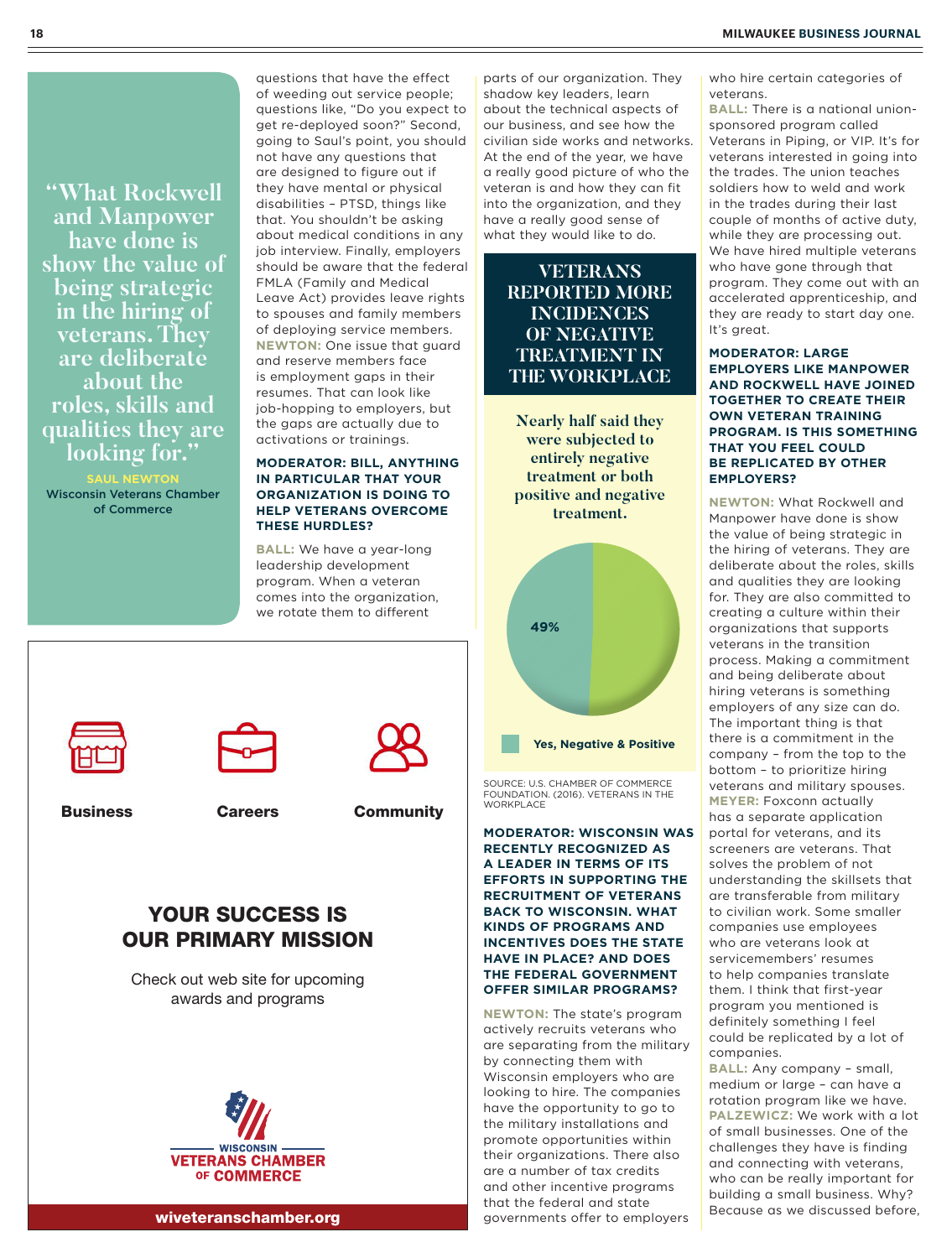> "What Rockwell and Manpower have done is show the value of being strategic in the hiring of veterans. They are deliberate about the roles, skills and qualities they are looking for."
>
> **SAUL NEWTON**
> Wisconsin Veterans Chamber of Commerce

questions that have the effect of weeding out service people; questions like, "Do you expect to get re-deployed soon?" Second, going to Saul's point, you should not have any questions that are designed to figure out if they have mental or physical disabilities – PTSD, things like that. You shouldn't be asking about medical conditions in any job interview. Finally, employers should be aware that the federal FMLA (Family and Medical Leave Act) provides leave rights to spouses and family members of deploying service members.

**NEWTON:** One issue that guard and reserve members face is employment gaps in their resumes. That can look like job-hopping to employers, but the gaps are actually due to activations or trainings.

**MODERATOR: BILL, ANYTHING IN PARTICULAR THAT YOUR ORGANIZATION IS DOING TO HELP VETERANS OVERCOME THESE HURDLES?**

**BALL:** We have a year-long leadership development program. When a veteran comes into the organization, we rotate them to different parts of our organization. They shadow key leaders, learn about the technical aspects of our business, and see how the civilian side works and networks. At the end of the year, we have a really good picture of who the veteran is and how they can fit into the organization, and they have a really good sense of what they would like to do.

## VETERANS REPORTED MORE INCIDENCES OF NEGATIVE TREATMENT IN THE WORKPLACE

**Nearly half said they were subjected to entirely negative treatment or both positive and negative treatment.**

49%

Yes, Negative & Positive

SOURCE: U.S. CHAMBER OF COMMERCE FOUNDATION. (2016). VETERANS IN THE WORKPLACE

**MODERATOR: WISCONSIN WAS RECENTLY RECOGNIZED AS A LEADER IN TERMS OF ITS EFFORTS IN SUPPORTING THE RECRUITMENT OF VETERANS BACK TO WISCONSIN. WHAT KINDS OF PROGRAMS AND INCENTIVES DOES THE STATE HAVE IN PLACE? AND DOES THE FEDERAL GOVERNMENT OFFER SIMILAR PROGRAMS?**

**NEWTON:** The state's program actively recruits veterans who are separating from the military by connecting them with Wisconsin employers who are looking to hire. The companies have the opportunity to go to the military installations and promote opportunities within their organizations. There also are a number of tax credits and other incentive programs that the federal and state governments offer to employers who hire certain categories of veterans.

**BALL:** There is a national union-sponsored program called Veterans in Piping, or VIP. It's for veterans interested in going into the trades. The union teaches soldiers how to weld and work in the trades during their last couple of months of active duty, while they are processing out. We have hired multiple veterans who have gone through that program. They come out with an accelerated apprenticeship, and they are ready to start day one. It's great.

**MODERATOR: LARGE EMPLOYERS LIKE MANPOWER AND ROCKWELL HAVE JOINED TOGETHER TO CREATE THEIR OWN VETERAN TRAINING PROGRAM. IS THIS SOMETHING THAT YOU FEEL COULD BE REPLICATED BY OTHER EMPLOYERS?**

**NEWTON:** What Rockwell and Manpower have done is show the value of being strategic in the hiring of veterans. They are deliberate about the roles, skills and qualities they are looking for. They are also committed to creating a culture within their organizations that supports veterans in the transition process. Making a commitment and being deliberate about hiring veterans is something employers of any size can do. The important thing is that there is a commitment in the company – from the top to the bottom – to prioritize hiring veterans and military spouses.

**MEYER:** Foxconn actually has a separate application portal for veterans, and its screeners are veterans. That solves the problem of not understanding the skillsets that are transferable from military to civilian work. Some smaller companies use employees who are veterans look at servicemembers' resumes to help companies translate them. I think that first-year program you mentioned is definitely something I feel could be replicated by a lot of companies.

**BALL:** Any company – small, medium or large – can have a rotation program like we have.

**PALZEWICZ:** We work with a lot of small businesses. One of the challenges they have is finding and connecting with veterans, who can be really important for building a small business. Why? Because as we discussed before,

---

Business | Careers | Community

## YOUR SUCCESS IS OUR PRIMARY MISSION

Check out web site for upcoming awards and programs

WISCONSIN VETERANS CHAMBER OF COMMERCE

wiveteranschamber.org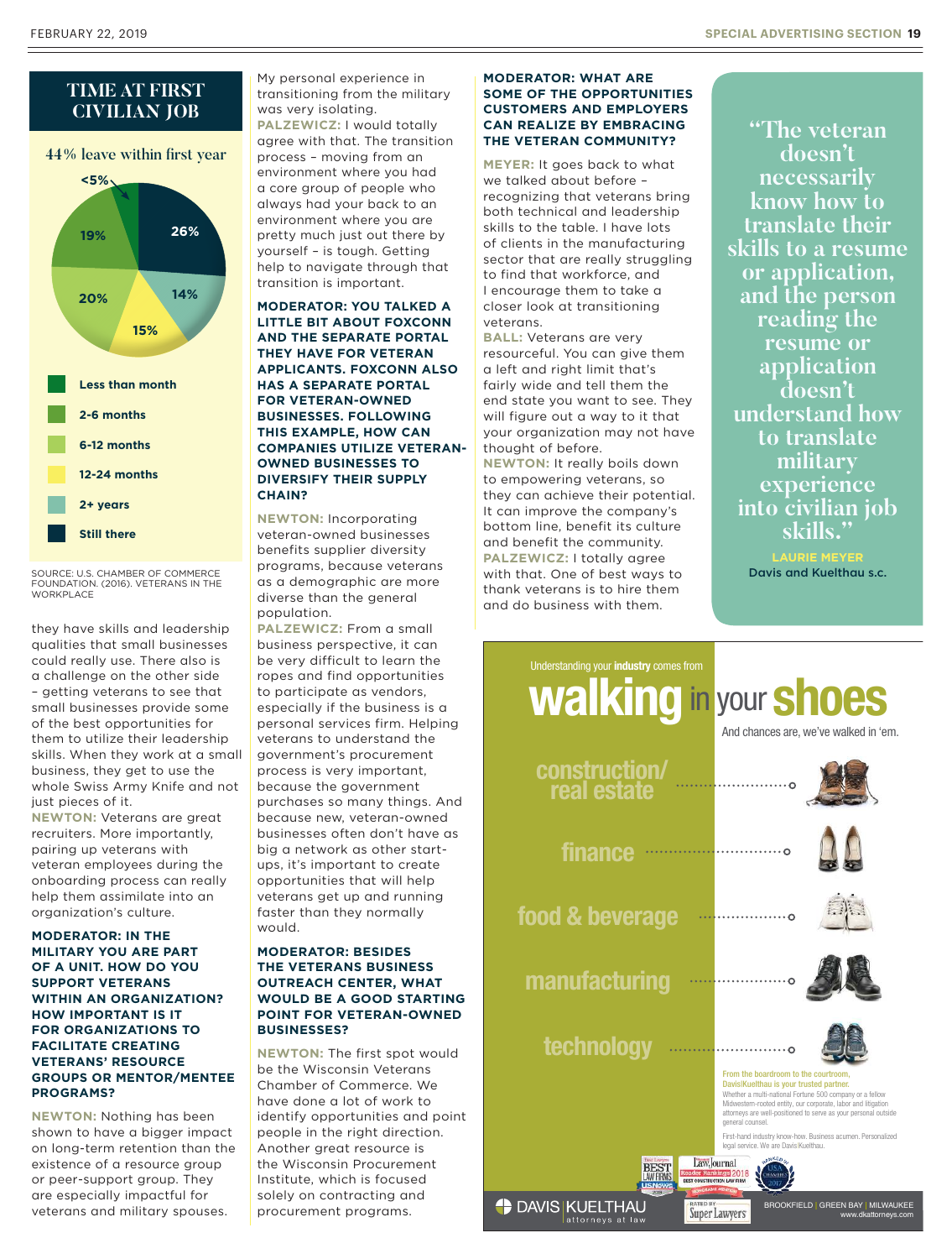## TIME AT FIRST CIVILIAN JOB

44% leave within first year

<5%
26%
19%
14%
20%
15%

- Less than month
- 2-6 months
- 6-12 months
- 12-24 months
- 2+ years
- Still there

SOURCE: U.S. CHAMBER OF COMMERCE FOUNDATION. (2016). VETERANS IN THE WORKPLACE

they have skills and leadership qualities that small businesses could really use. There also is a challenge on the other side – getting veterans to see that small businesses provide some of the best opportunities for them to utilize their leadership skills. When they work at a small business, they get to use the whole Swiss Army Knife and not just pieces of it.

**NEWTON:** Veterans are great recruiters. More importantly, pairing up veterans with veteran employees during the onboarding process can really help them assimilate into an organization's culture.

**MODERATOR: IN THE MILITARY YOU ARE PART OF A UNIT. HOW DO YOU SUPPORT VETERANS WITHIN AN ORGANIZATION? HOW IMPORTANT IS IT FOR ORGANIZATIONS TO FACILITATE CREATING VETERANS' RESOURCE GROUPS OR MENTOR/MENTEE PROGRAMS?**

**NEWTON:** Nothing has been shown to have a bigger impact on long-term retention than the existence of a resource group or peer-support group. They are especially impactful for veterans and military spouses. My personal experience in transitioning from the military was very isolating.

**PALZEWICZ:** I would totally agree with that. The transition process – moving from an environment where you had a core group of people who always had your back to an environment where you are pretty much just out there by yourself – is tough. Getting help to navigate through that transition is important.

**MODERATOR: YOU TALKED A LITTLE BIT ABOUT FOXCONN AND THE SEPARATE PORTAL THEY HAVE FOR VETERAN APPLICANTS. FOXCONN ALSO HAS A SEPARATE PORTAL FOR VETERAN-OWNED BUSINESSES. FOLLOWING THIS EXAMPLE, HOW CAN COMPANIES UTILIZE VETERAN-OWNED BUSINESSES TO DIVERSIFY THEIR SUPPLY CHAIN?**

**NEWTON:** Incorporating veteran-owned businesses benefits supplier diversity programs, because veterans as a demographic are more diverse than the general population.

**PALZEWICZ:** From a small business perspective, it can be very difficult to learn the ropes and find opportunities to participate as vendors, especially if the business is a personal services firm. Helping veterans to understand the government's procurement process is very important, because the government purchases so many things. And because new, veteran-owned businesses often don't have as big a network as other start-ups, it's important to create opportunities that will help veterans get up and running faster than they normally would.

**MODERATOR: BESIDES THE VETERANS BUSINESS OUTREACH CENTER, WHAT WOULD BE A GOOD STARTING POINT FOR VETERAN-OWNED BUSINESSES?**

**NEWTON:** The first spot would be the Wisconsin Veterans Chamber of Commerce. We have done a lot of work to identify opportunities and point people in the right direction. Another great resource is the Wisconsin Procurement Institute, which is focused solely on contracting and procurement programs.

**MODERATOR: WHAT ARE SOME OF THE OPPORTUNITIES CUSTOMERS AND EMPLOYERS CAN REALIZE BY EMBRACING THE VETERAN COMMUNITY?**

**MEYER:** It goes back to what we talked about before – recognizing that veterans bring both technical and leadership skills to the table. I have lots of clients in the manufacturing sector that are really struggling to find that workforce, and I encourage them to take a closer look at transitioning veterans.

**BALL:** Veterans are very resourceful. You can give them a left and right limit that's fairly wide and tell them the end state you want to see. They will figure out a way to it that your organization may not have thought of before.

**NEWTON:** It really boils down to empowering veterans, so they can achieve their potential. It can improve the company's bottom line, benefit its culture and benefit the community.

**PALZEWICZ:** I totally agree with that. One of best ways to thank veterans is to hire them and do business with them.

> "The veteran doesn't necessarily know how to translate their skills to a resume or application, and the person reading the resume or application doesn't understand how to translate military experience into civilian job skills."
>
> LAURIE MEYER
> Davis and Kuelthau s.c.

Understanding your **industry** comes from

**walking** in your **shoes**

And chances are, we've walked in 'em.

construction/ real estate

finance

food & beverage

manufacturing

technology

From the boardroom to the courtroom, Davis|Kuelthau is your trusted partner.

Whether a multi-national Fortune 500 company or a fellow Midwestern-rooted entity, our corporate, labor and litigation attorneys are well-positioned to serve as your personal outside general counsel.

First-hand industry know-how. Business acumen. Personalized legal service. We are Davis|Kuelthau.

DAVIS|KUELTHAU attorneys at law

BROOKFIELD | GREEN BAY | MILWAUKEE
www.dkattorneys.com